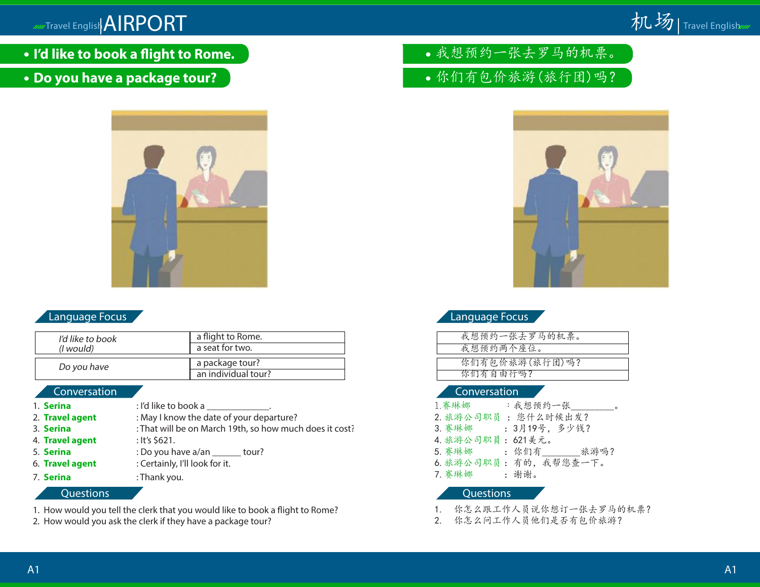# AIRPORT

- **I'd like to book a flight to Rome.**
- **Do you have a package tour?**

## Language Focus

| *I'd like to book (I would)* | a flight to Rome. |
|---|---|
| | a seat for two. |

| *Do you have* | a package tour? |
|---|---|
| | an individual tour? |

## Conversation

1. **Serina** : I'd like to book a _____________.
2. **Travel agent** : May I know the date of your departure?
3. **Serina** : That will be on March 19th, so how much does it cost?
4. **Travel agent** : It's $621.
5. **Serina** : Do you have a/an ______ tour?
6. **Travel agent** : Certainly, I'll look for it.
7. **Serina** : Thank you.

## Questions

1. How would you tell the clerk that you would like to book a flight to Rome?
2. How would you ask the clerk if they have a package tour?

# 机场

- 我想预约一张去罗马的机票。
- 你们有包价旅游(旅行团)吗?

## Language Focus

| 我想预约一张去罗马的机票。 |
|---|
| 我想预约两个座位。 |

| 你们有包价旅游(旅行团)吗? |
|---|
| 你们有自由行吗? |

## Conversation

1. 赛琳娜 ：我想预约一张_________。
2. 旅游公司职员 ：您什么时候出发?
3. 赛琳娜 ：3月19号，多少钱?
4. 旅游公司职员 ：621美元。
5. 赛琳娜 ：你们有________旅游吗?
6. 旅游公司职员 ：有的，我帮您查一下。
7. 赛琳娜 ：谢谢。

## Questions

1. 你怎么跟工作人员说你想订一张去罗马的机票?
2. 你怎么问工作人员他们是否有包价旅游?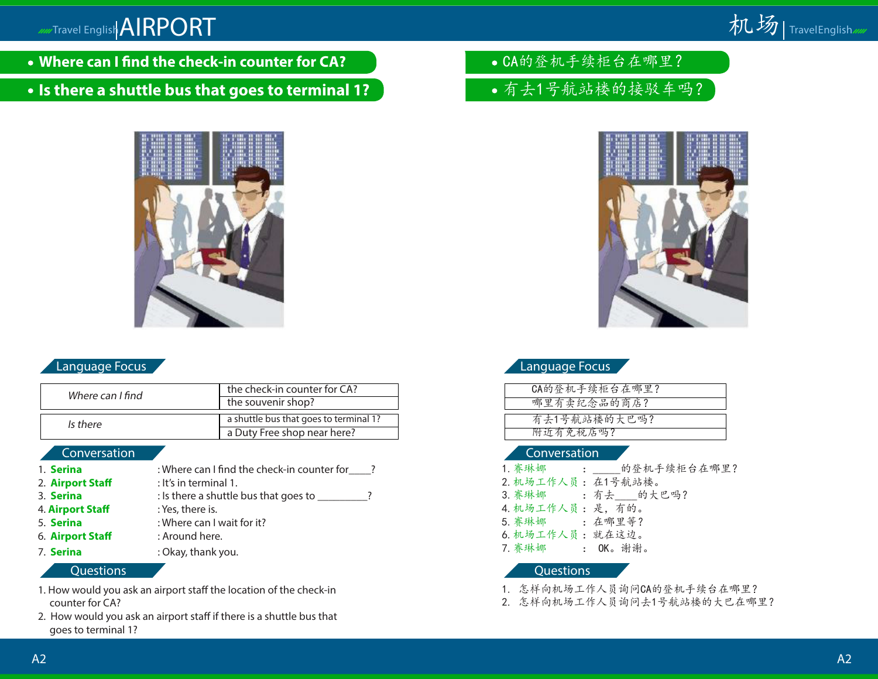# AIRPORT

- **Where can I find the check-in counter for CA?**
- **Is there a shuttle bus that goes to terminal 1?**

## Language Focus

| | |
|---|---|
| *Where can I find* | the check-in counter for CA? |
| | the souvenir shop? |
| *Is there* | a shuttle bus that goes to terminal 1? |
| | a Duty Free shop near here? |

## Conversation

1. **Serina** : Where can I find the check-in counter for____?
2. **Airport Staff** : It's in terminal 1.
3. **Serina** : Is there a shuttle bus that goes to _________?
4. **Airport Staff** : Yes, there is.
5. **Serina** : Where can I wait for it?
6. **Airport Staff** : Around here.
7. **Serina** : Okay, thank you.

## Questions

1. How would you ask an airport staff the location of the check-in counter for CA?
2. How would you ask an airport staff if there is a shuttle bus that goes to terminal 1?

# 机场

- CA的登机手续柜台在哪里？
- 有去1号航站楼的接驳车吗？

## Language Focus

| |
|---|
| CA的登机手续柜台在哪里？ |
| 哪里有卖纪念品的商店？ |
| 有去1号航站楼的大巴吗？ |
| 附近有免税店吗？ |

## Conversation

1. 赛琳娜 ： _____的登机手续柜台在哪里？
2. 机场工作人员 ： 在1号航站楼。
3. 赛琳娜 ： 有去____的大巴吗？
4. 机场工作人员 ： 是，有的。
5. 赛琳娜 ： 在哪里等？
6. 机场工作人员 ： 就在这边。
7. 赛琳娜 ： OK。谢谢。

## Questions

1. 怎样向机场工作人员询问CA的登机手续台在哪里？
2. 怎样向机场工作人员询问去1号航站楼的大巴在哪里？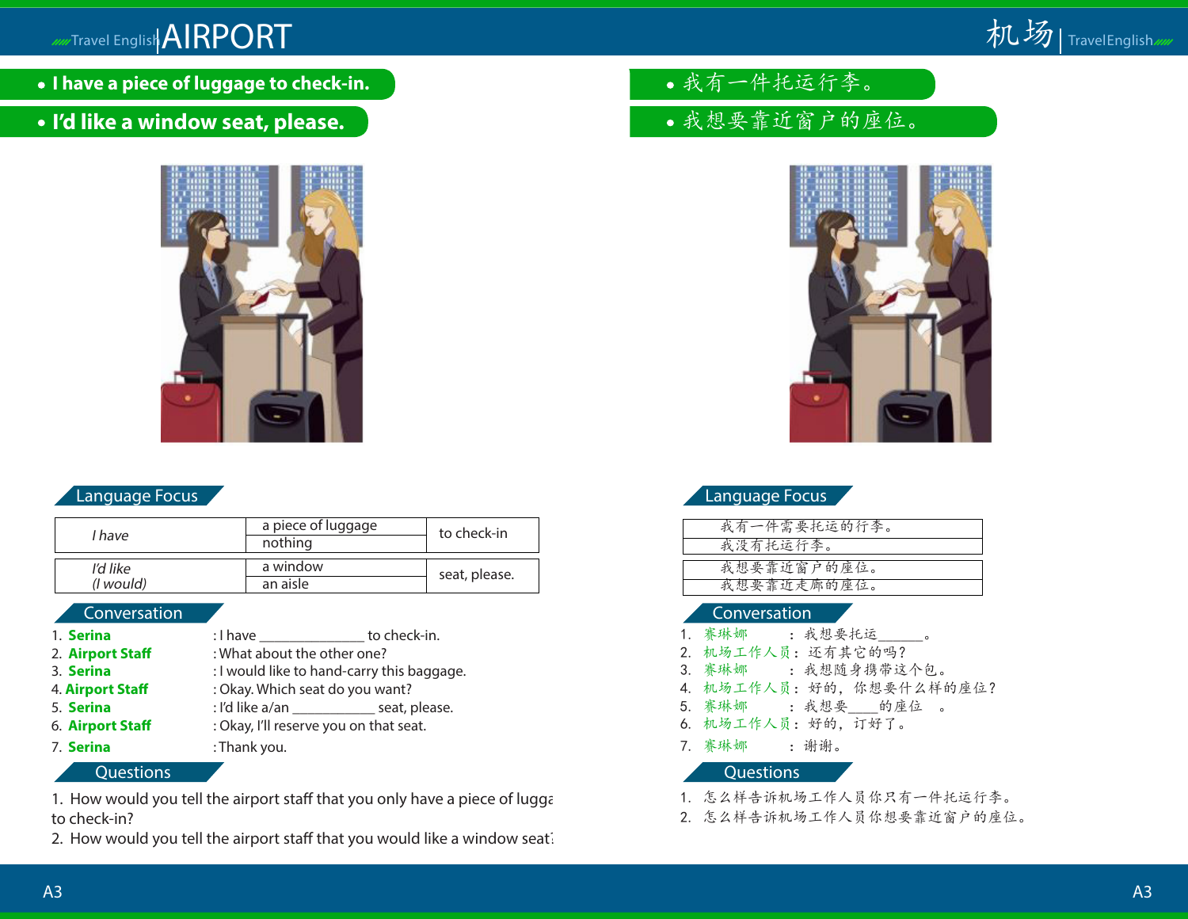# AIRPORT

- **I have a piece of luggage to check-in.**
- **I'd like a window seat, please.**

## Language Focus

| | | |
|---|---|---|
| *I have* | a piece of luggage | to check-in |
| | nothing | |

| | | |
|---|---|---|
| *I'd like (I would)* | a window | seat, please. |
| | an aisle | |

## Conversation

1. **Serina** : I have ______________ to check-in.
2. **Airport Staff** : What about the other one?
3. **Serina** : I would like to hand-carry this baggage.
4. **Airport Staff** : Okay. Which seat do you want?
5. **Serina** : I'd like a/an ___________ seat, please.
6. **Airport Staff** : Okay, I'll reserve you on that seat.
7. **Serina** : Thank you.

## Questions

1. How would you tell the airport staff that you only have a piece of lugga to check-in?
2. How would you tell the airport staff that you would like a window seat?

# 机场

- 我有一件托运行李。
- 我想要靠近窗户的座位。

## Language Focus

| |
|---|
| 我有一件需要托运的行李。 |
| 我没有托运行李。 |

| |
|---|
| 我想要靠近窗户的座位。 |
| 我想要靠近走廊的座位。 |

## Conversation

1. 赛琳娜 ： 我想要托运______。
2. 机场工作人员： 还有其它的吗？
3. 赛琳娜 ： 我想随身携带这个包。
4. 机场工作人员： 好的，你想要什么样的座位？
5. 赛琳娜 ： 我想要____的座位 。
6. 机场工作人员： 好的，订好了。
7. 赛琳娜 ： 谢谢。

## Questions

1. 怎么样告诉机场工作人员你只有一件托运行李。
2. 怎么样告诉机场工作人员你想要靠近窗户的座位。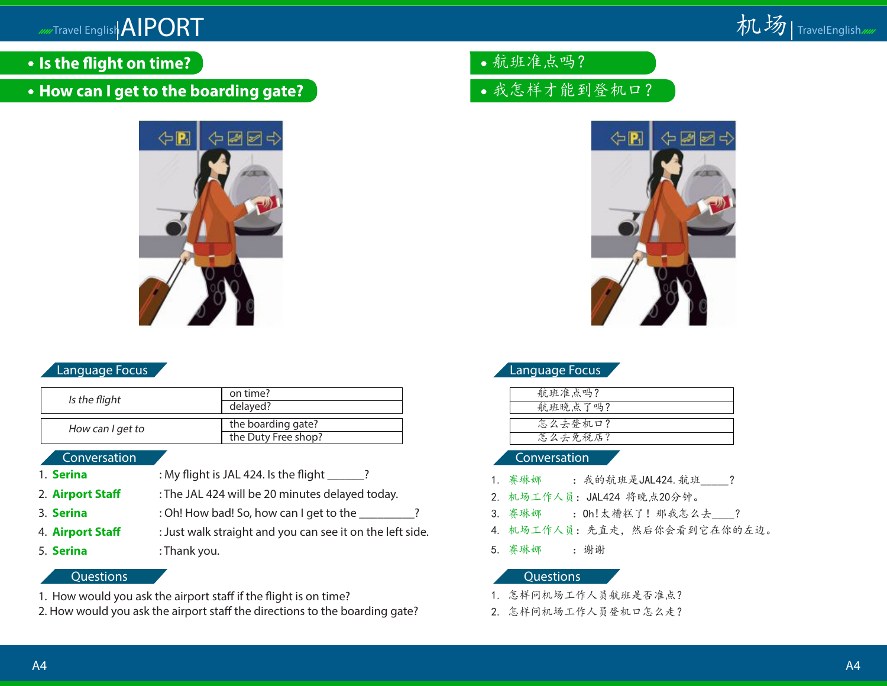# AIPORT

# 机场

- **Is the flight on time?**
- **How can I get to the boarding gate?**

## Language Focus

| *Is the flight* | on time? |
|---|---|
| | delayed? |

| *How can I get to* | the boarding gate? |
|---|---|
| | the Duty Free shop? |

## Conversation

1. **Serina** : My flight is JAL 424. Is the flight ______?
2. **Airport Staff** : The JAL 424 will be 20 minutes delayed today.
3. **Serina** : Oh! How bad! So, how can I get to the _________?
4. **Airport Staff** : Just walk straight and you can see it on the left side.
5. **Serina** : Thank you.

## Questions

1. How would you ask the airport staff if the flight is on time?
2. How would you ask the airport staff the directions to the boarding gate?

- 航班准点吗？
- 我怎样才能到登机口？

## Language Focus

| 航班准点吗？ |
|---|
| 航班晚点了吗？ |

| 怎么去登机口？ |
|---|
| 怎么去免税店？ |

## Conversation

1. 赛琳娜 ： 我的航班是JAL424. 航班_____？
2. 机场工作人员： JAL424 将晚点20分钟。
3. 赛琳娜 ： Oh！太糟糕了！ 那我怎么去____？
4. 机场工作人员： 先直走，然后你会看到它在你的左边。
5. 赛琳娜 ： 谢谢

## Questions

1. 怎样问机场工作人员航班是否准点？
2. 怎样问机场工作人员登机口怎么走？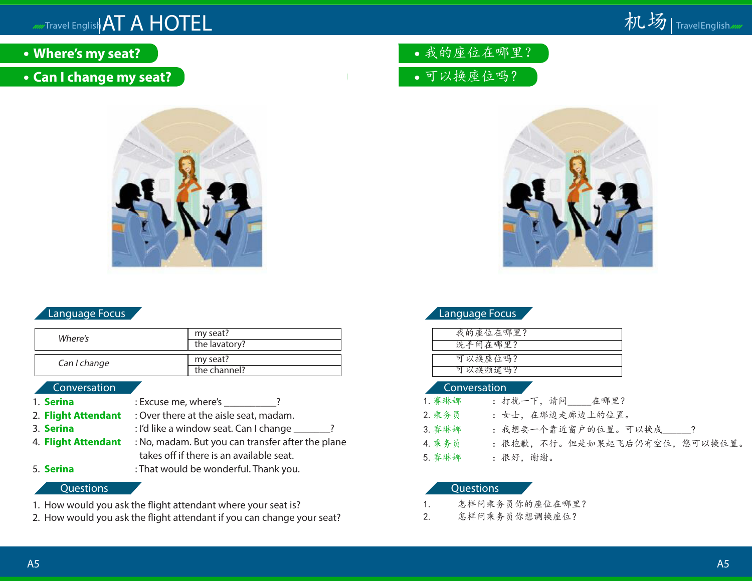# AT A HOTEL

- **Where's my seat?**
- **Can I change my seat?**

## Language Focus

| | |
|---|---|
| *Where's* | my seat? |
| | the lavatory? |

| | |
|---|---|
| *Can I change* | my seat? |
| | the channel? |

## Conversation

1. **Serina** : Excuse me, where's __________?
2. **Flight Attendant** : Over there at the aisle seat, madam.
3. **Serina** : I'd like a window seat. Can I change _______?
4. **Flight Attendant** : No, madam. But you can transfer after the plane takes off if there is an available seat.
5. **Serina** : That would be wonderful. Thank you.

## Questions

1. How would you ask the flight attendant where your seat is?
2. How would you ask the flight attendant if you can change your seat?

# 机场

- 我的座位在哪里？
- 可以换座位吗？

## Language Focus

| |
|---|
| 我的座位在哪里？ |
| 洗手间在哪里？ |

| |
|---|
| 可以换座位吗？ |
| 可以换频道吗？ |

## Conversation

1. 赛琳娜 ： 打扰一下，请问_____在哪里？
2. 乘务员 ： 女士，在那边走廊边上的位置。
3. 赛琳娜 ： 我想要一个靠近窗户的位置。可以换成______？
4. 乘务员 ： 很抱歉，不行。但是如果起飞后仍有空位，您可以换位置。
5. 赛琳娜 ： 很好，谢谢。

## Questions

1. 怎样问乘务员你的座位在哪里？
2. 怎样问乘务员你想调换座位？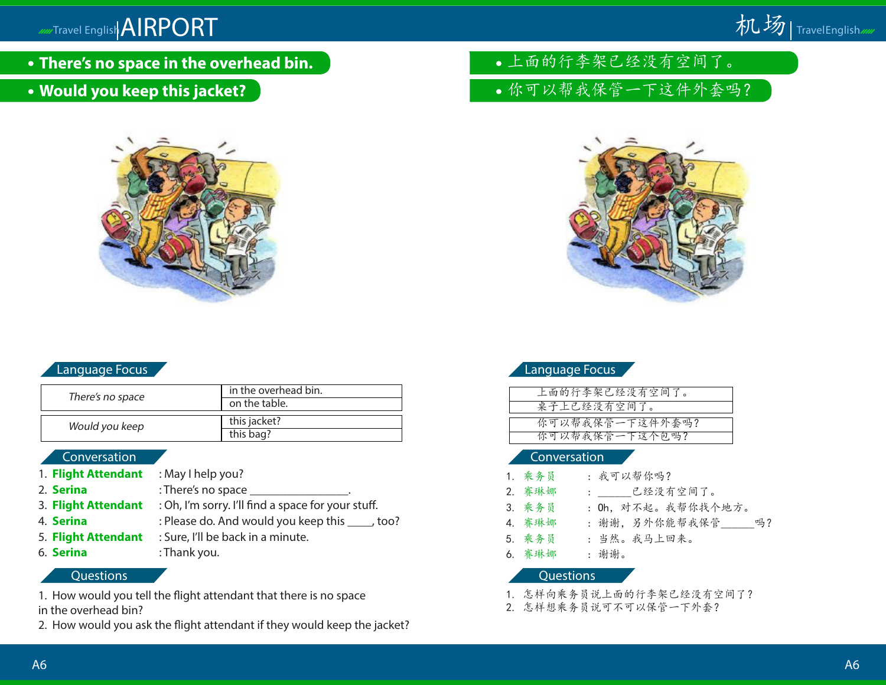# AIRPORT

- **There's no space in the overhead bin.**
- **Would you keep this jacket?**

## Language Focus

| *There's no space* | in the overhead bin. |
|---|---|
| | on the table. |

| *Would you keep* | this jacket? |
|---|---|
| | this bag? |

## Conversation

1. **Flight Attendant** : May I help you?
2. **Serina** : There's no space ________________.
3. **Flight Attendant** : Oh, I'm sorry. I'll find a space for your stuff.
4. **Serina** : Please do. And would you keep this ____, too?
5. **Flight Attendant** : Sure, I'll be back in a minute.
6. **Serina** : Thank you.

## Questions

1. How would you tell the flight attendant that there is no space in the overhead bin?
2. How would you ask the flight attendant if they would keep the jacket?

# 机场

- 上面的行李架已经没有空间了。
- 你可以帮我保管一下这件外套吗？

## Language Focus

| 上面的行李架已经没有空间了。 |
|---|
| 桌子上已经没有空间了。 |

| 你可以帮我保管一下这件外套吗？ |
|---|
| 你可以帮我保管一下这个包吗？ |

## Conversation

1. 乘务员 ： 我可以帮你吗？
2. 赛琳娜 ： ______已经没有空间了。
3. 乘务员 ： Oh，对不起。我帮你找个地方。
4. 赛琳娜 ： 谢谢，另外你能帮我保管______吗？
5. 乘务员 ： 当然。我马上回来。
6. 赛琳娜 ： 谢谢。

## Questions

1. 怎样向乘务员说上面的行李架已经没有空间了？
2. 怎样想乘务员说可不可以保管一下外套？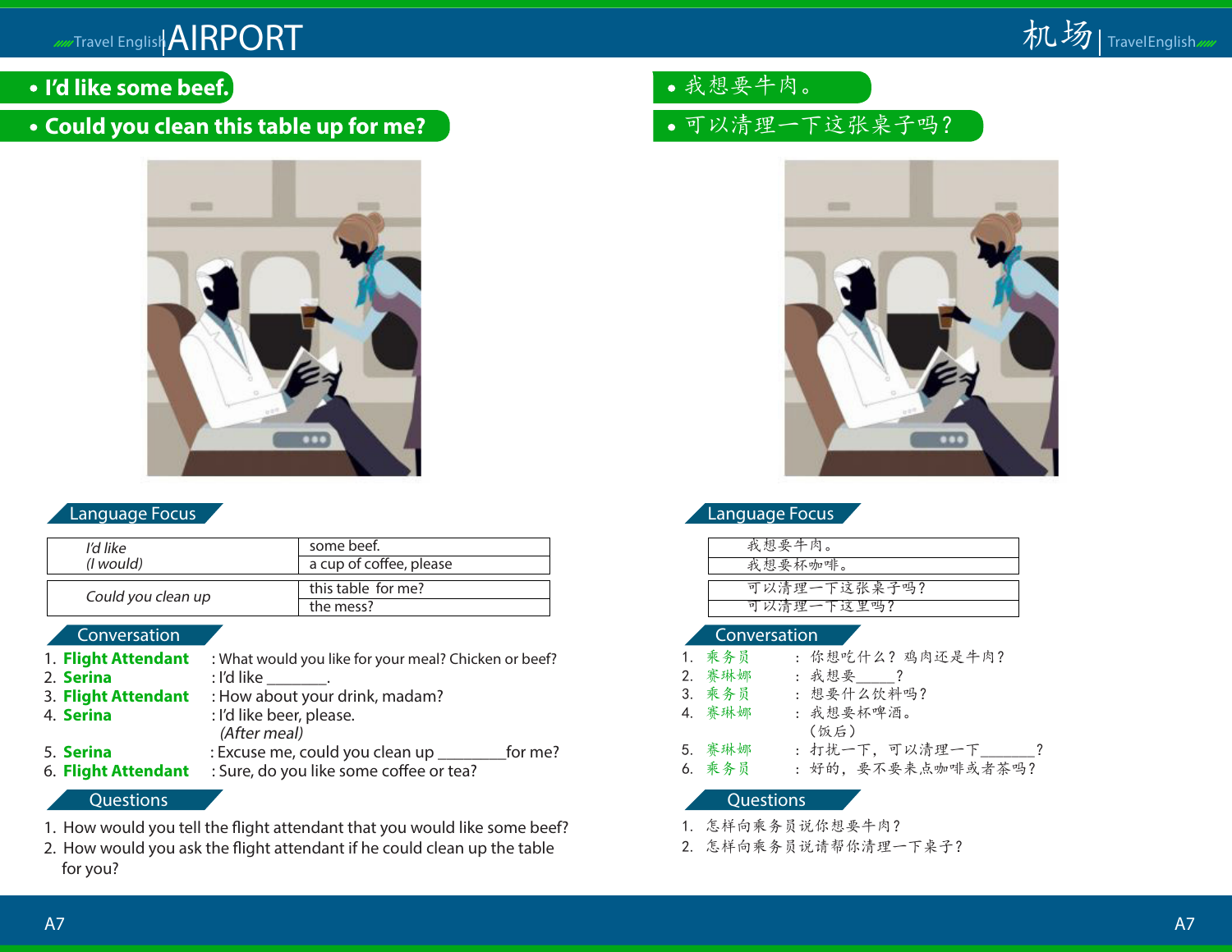# AIRPORT

- **I'd like some beef.**
- **Could you clean this table up for me?**

## Language Focus

| | |
|---|---|
| *I'd like (I would)* | some beef. |
| | a cup of coffee, please |

| | |
|---|---|
| *Could you clean up* | this table for me? |
| | the mess? |

## Conversation

1. **Flight Attendant** : What would you like for your meal? Chicken or beef?
2. **Serina** : I'd like _______.
3. **Flight Attendant** : How about your drink, madam?
4. **Serina** : I'd like beer, please.
   *(After meal)*
5. **Serina** : Excuse me, could you clean up _________for me?
6. **Flight Attendant** : Sure, do you like some coffee or tea?

## Questions

1. How would you tell the flight attendant that you would like some beef?
2. How would you ask the flight attendant if he could clean up the table for you?

# 机场

- 我想要牛肉。
- 可以清理一下这张桌子吗？

## Language Focus

| |
|---|
| 我想要牛肉。 |
| 我想要杯咖啡。 |

| |
|---|
| 可以清理一下这张桌子吗？ |
| 可以清理一下这里吗？ |

## Conversation

1. 乘务员　：你想吃什么？鸡肉还是牛肉？
2. 赛琳娜　：我想要_____？
3. 乘务员　：想要什么饮料吗？
4. 赛琳娜　：我想要杯啤酒。
   （饭后）
5. 赛琳娜　：打扰一下，可以清理一下_______？
6. 乘务员　：好的，要不要来点咖啡或者茶吗？

## Questions

1. 怎样向乘务员说你想要牛肉？
2. 怎样向乘务员说请帮你清理一下桌子？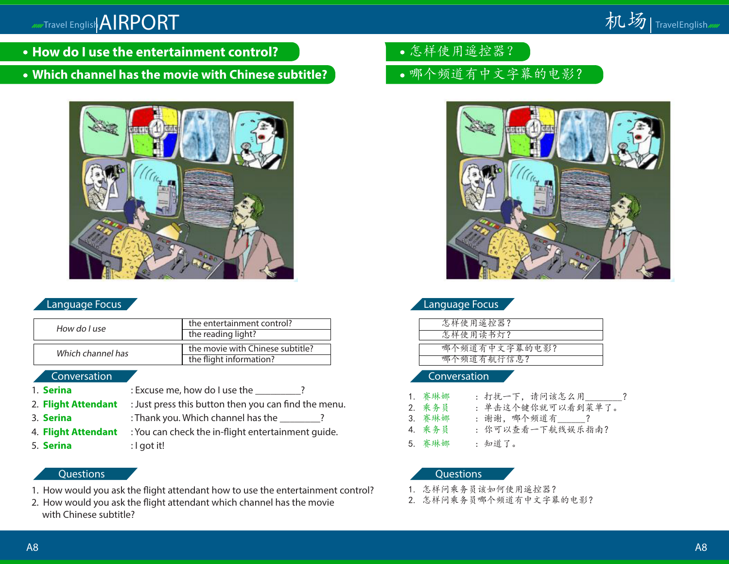# AIRPORT

- **How do I use the entertainment control?**
- **Which channel has the movie with Chinese subtitle?**

## Language Focus

| *How do I use* | the entertainment control? |
|---|---|
| | the reading light? |

| *Which channel has* | the movie with Chinese subtitle? |
|---|---|
| | the flight information? |

## Conversation

1. **Serina** : Excuse me, how do I use the _________?
2. **Flight Attendant** : Just press this button then you can find the menu.
3. **Serina** : Thank you. Which channel has the ________?
4. **Flight Attendant** : You can check the in-flight entertainment guide.
5. **Serina** : I got it!

## Questions

1. How would you ask the flight attendant how to use the entertainment control?
2. How would you ask the flight attendant which channel has the movie with Chinese subtitle?

# 机场

- 怎样使用遥控器？
- 哪个频道有中文字幕的电影？

## Language Focus

| 怎样使用遥控器？ |
|---|
| 怎样使用读书灯？ |

| 哪个频道有中文字幕的电影？ |
|---|
| 哪个频道有航行信息？ |

## Conversation

1. 赛琳娜 ： 打扰一下，请问该怎么用________？
2. 乘务员 ： 单击这个键你就可以看到菜单了。
3. 赛琳娜 ： 谢谢，哪个频道有______？
4. 乘务员 ： 你可以查看一下航线娱乐指南？
5. 赛琳娜 ： 知道了。

## Questions

1. 怎样问乘务员该如何使用遥控器？
2. 怎样问乘务员哪个频道有中文字幕的电影？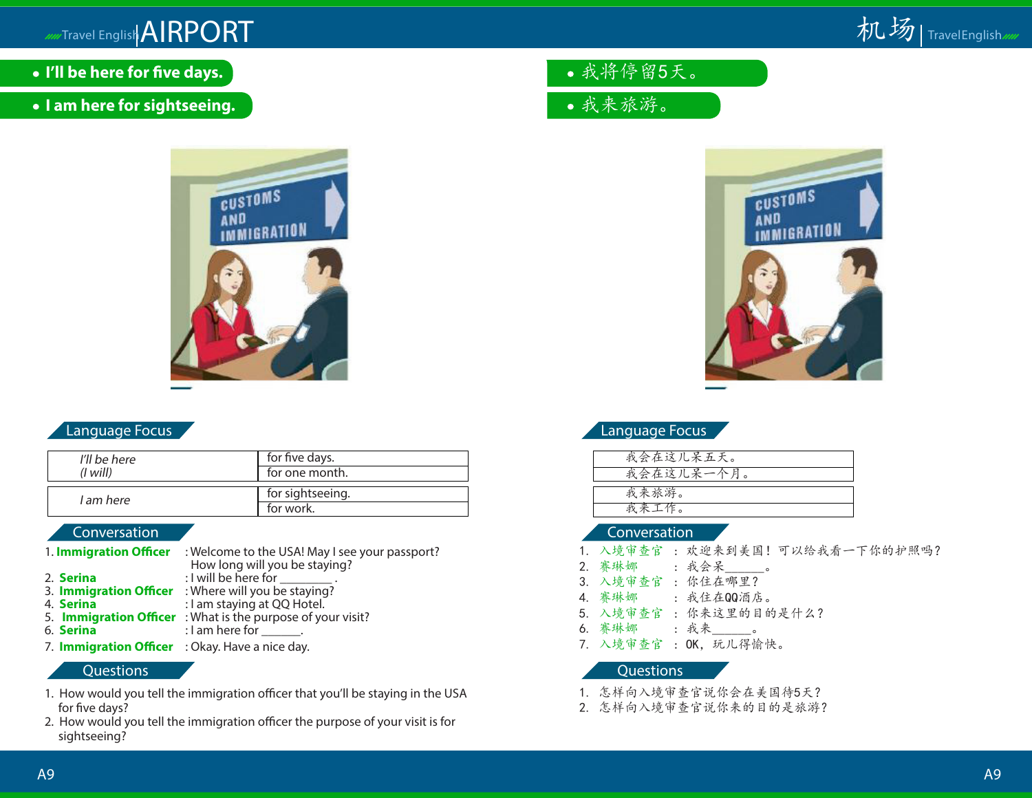# AIRPORT

- **I'll be here for five days.**
- **I am here for sightseeing.**

## Language Focus

| | |
|---|---|
| *I'll be here (I will)* | for five days. |
| | for one month. |
| *I am here* | for sightseeing. |
| | for work. |

## Conversation

1. **Immigration Officer** : Welcome to the USA! May I see your passport? How long will you be staying?
2. **Serina** : I will be here for ________ .
3. **Immigration Officer** : Where will you be staying?
4. **Serina** : I am staying at QQ Hotel.
5. **Immigration Officer** : What is the purpose of your visit?
6. **Serina** : I am here for ______.
7. **Immigration Officer** : Okay. Have a nice day.

## Questions

1. How would you tell the immigration officer that you'll be staying in the USA for five days?
2. How would you tell the immigration officer the purpose of your visit is for sightseeing?

# 机场

- 我将停留5天。
- 我来旅游。

## Language Focus

| |
|---|
| 我会在这儿呆五天。 |
| 我会在这儿呆一个月。 |
| 我来旅游。 |
| 我来工作。 |

## Conversation

1. 入境审查官 ： 欢迎来到美国！可以给我看一下你的护照吗？
2. 赛琳娜 ： 我会呆______。
3. 入境审查官 ： 你住在哪里？
4. 赛琳娜 ： 我住在QQ酒店。
5. 入境审查官 ： 你来这里的目的是什么？
6. 赛琳娜 ： 我来______。
7. 入境审查官 ： OK，玩儿得愉快。

## Questions

1. 怎样向入境审查官说你会在美国待5天？
2. 怎样向入境审查官说你来的目的是旅游？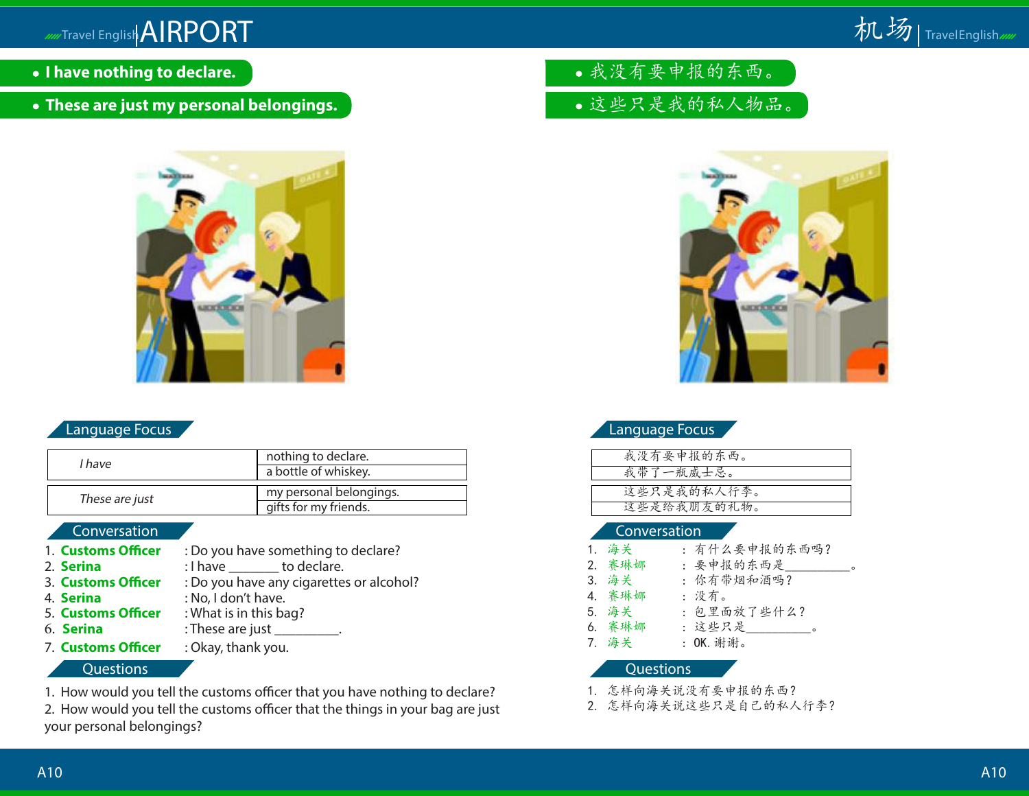# AIRPORT

- **I have nothing to declare.**
- **These are just my personal belongings.**

## Language Focus

| | |
|---|---|
| *I have* | nothing to declare. |
| | a bottle of whiskey. |

| | |
|---|---|
| *These are just* | my personal belongings. |
| | gifts for my friends. |

## Conversation

1. **Customs Officer** : Do you have something to declare?
2. **Serina** : I have _______ to declare.
3. **Customs Officer** : Do you have any cigarettes or alcohol?
4. **Serina** : No, I don't have.
5. **Customs Officer** : What is in this bag?
6. **Serina** : These are just _________.
7. **Customs Officer** : Okay, thank you.

## Questions

1. How would you tell the customs officer that you have nothing to declare?
2. How would you tell the customs officer that the things in your bag are just your personal belongings?

# 机场

- 我没有要申报的东西。
- 这些只是我的私人物品。

## Language Focus

| |
|---|
| 我没有要申报的东西。 |
| 我带了一瓶威士忌。 |

| |
|---|
| 这些只是我的私人行李。 |
| 这些是给我朋友的礼物。 |

## Conversation

1. 海关 ： 有什么要申报的东西吗？
2. 赛琳娜 ： 要申报的东西是__________。
3. 海关 ： 你有带烟和酒吗？
4. 赛琳娜 ： 没有。
5. 海关 ： 包里面放了些什么？
6. 赛琳娜 ： 这些只是__________。
7. 海关 ： OK. 谢谢。

## Questions

1. 怎样向海关说没有要申报的东西？
2. 怎样向海关说这些只是自己的私人行李？